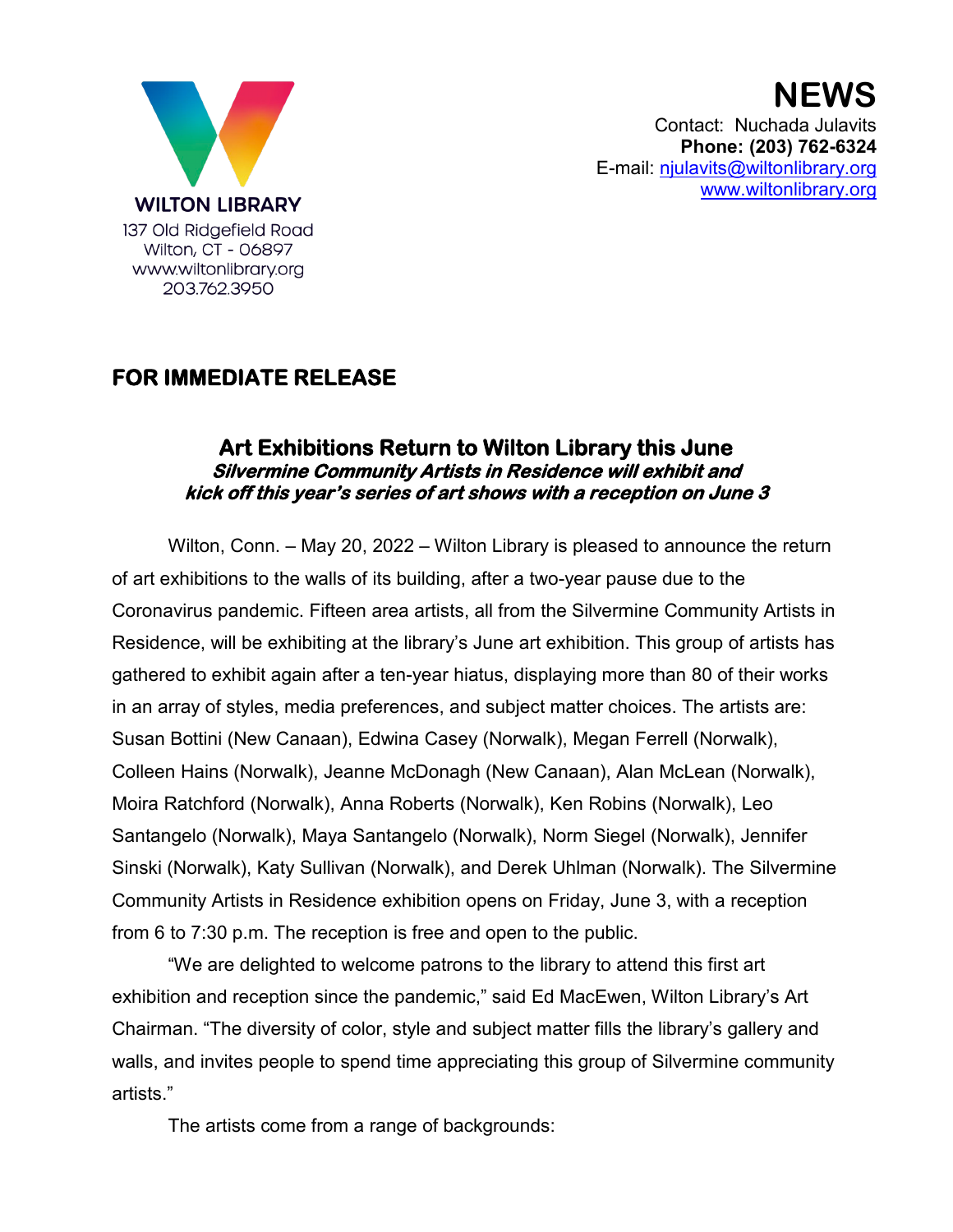WILTON LIBRARY
137 Old Ridgefield Road
Wilton, CT - 06897
www.wiltonlibrary.org
203.762.3950

# NEWS

Contact: Nuchada Julavits
**Phone: (203) 762-6324**
E-mail: njulavits@wiltonlibrary.org
www.wiltonlibrary.org

**FOR IMMEDIATE RELEASE**

## Art Exhibitions Return to Wilton Library this June

***Silvermine Community Artists in Residence will exhibit and kick off this year's series of art shows with a reception on June 3***

Wilton, Conn. – May 20, 2022 – Wilton Library is pleased to announce the return of art exhibitions to the walls of its building, after a two-year pause due to the Coronavirus pandemic. Fifteen area artists, all from the Silvermine Community Artists in Residence, will be exhibiting at the library's June art exhibition. This group of artists has gathered to exhibit again after a ten-year hiatus, displaying more than 80 of their works in an array of styles, media preferences, and subject matter choices. The artists are: Susan Bottini (New Canaan), Edwina Casey (Norwalk), Megan Ferrell (Norwalk), Colleen Hains (Norwalk), Jeanne McDonagh (New Canaan), Alan McLean (Norwalk), Moira Ratchford (Norwalk), Anna Roberts (Norwalk), Ken Robins (Norwalk), Leo Santangelo (Norwalk), Maya Santangelo (Norwalk), Norm Siegel (Norwalk), Jennifer Sinski (Norwalk), Katy Sullivan (Norwalk), and Derek Uhlman (Norwalk). The Silvermine Community Artists in Residence exhibition opens on Friday, June 3, with a reception from 6 to 7:30 p.m. The reception is free and open to the public.

"We are delighted to welcome patrons to the library to attend this first art exhibition and reception since the pandemic," said Ed MacEwen, Wilton Library's Art Chairman. "The diversity of color, style and subject matter fills the library's gallery and walls, and invites people to spend time appreciating this group of Silvermine community artists."

The artists come from a range of backgrounds: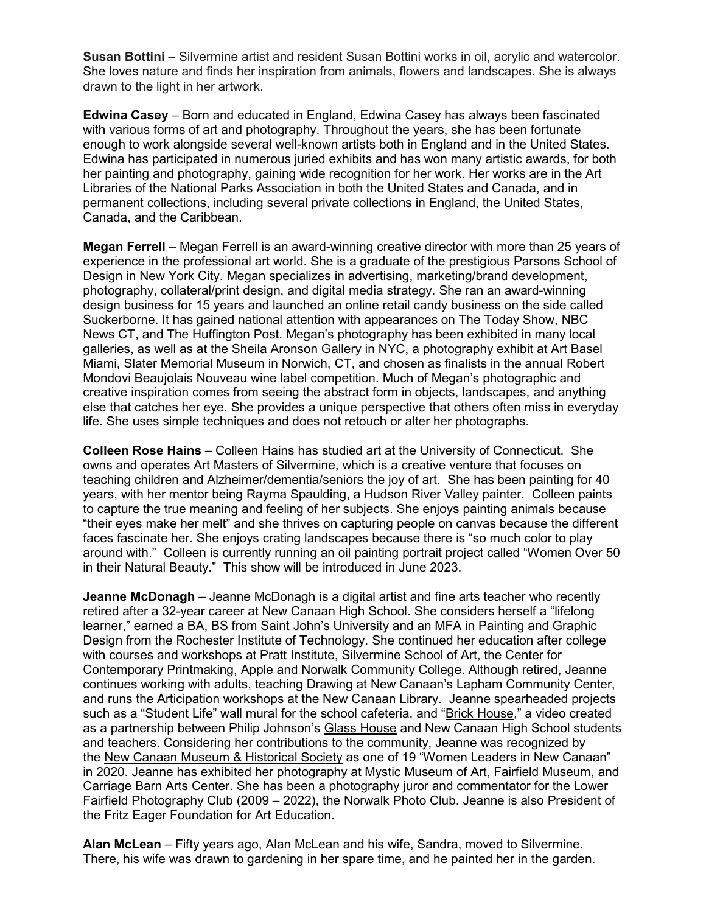**Susan Bottini** – Silvermine artist and resident Susan Bottini works in oil, acrylic and watercolor. She loves nature and finds her inspiration from animals, flowers and landscapes. She is always drawn to the light in her artwork.

**Edwina Casey** – Born and educated in England, Edwina Casey has always been fascinated with various forms of art and photography. Throughout the years, she has been fortunate enough to work alongside several well-known artists both in England and in the United States. Edwina has participated in numerous juried exhibits and has won many artistic awards, for both her painting and photography, gaining wide recognition for her work. Her works are in the Art Libraries of the National Parks Association in both the United States and Canada, and in permanent collections, including several private collections in England, the United States, Canada, and the Caribbean.

**Megan Ferrell** – Megan Ferrell is an award-winning creative director with more than 25 years of experience in the professional art world. She is a graduate of the prestigious Parsons School of Design in New York City. Megan specializes in advertising, marketing/brand development, photography, collateral/print design, and digital media strategy. She ran an award-winning design business for 15 years and launched an online retail candy business on the side called Suckerborne. It has gained national attention with appearances on The Today Show, NBC News CT, and The Huffington Post. Megan's photography has been exhibited in many local galleries, as well as at the Sheila Aronson Gallery in NYC, a photography exhibit at Art Basel Miami, Slater Memorial Museum in Norwich, CT, and chosen as finalists in the annual Robert Mondovi Beaujolais Nouveau wine label competition. Much of Megan's photographic and creative inspiration comes from seeing the abstract form in objects, landscapes, and anything else that catches her eye. She provides a unique perspective that others often miss in everyday life. She uses simple techniques and does not retouch or alter her photographs.

**Colleen Rose Hains** – Colleen Hains has studied art at the University of Connecticut. She owns and operates Art Masters of Silvermine, which is a creative venture that focuses on teaching children and Alzheimer/dementia/seniors the joy of art. She has been painting for 40 years, with her mentor being Rayma Spaulding, a Hudson River Valley painter. Colleen paints to capture the true meaning and feeling of her subjects. She enjoys painting animals because "their eyes make her melt" and she thrives on capturing people on canvas because the different faces fascinate her. She enjoys crating landscapes because there is "so much color to play around with." Colleen is currently running an oil painting portrait project called "Women Over 50 in their Natural Beauty." This show will be introduced in June 2023.

**Jeanne McDonagh** – Jeanne McDonagh is a digital artist and fine arts teacher who recently retired after a 32-year career at New Canaan High School. She considers herself a "lifelong learner," earned a BA, BS from Saint John's University and an MFA in Painting and Graphic Design from the Rochester Institute of Technology. She continued her education after college with courses and workshops at Pratt Institute, Silvermine School of Art, the Center for Contemporary Printmaking, Apple and Norwalk Community College. Although retired, Jeanne continues working with adults, teaching Drawing at New Canaan's Lapham Community Center, and runs the Articipation workshops at the New Canaan Library. Jeanne spearheaded projects such as a "Student Life" wall mural for the school cafeteria, and "Brick House," a video created as a partnership between Philip Johnson's Glass House and New Canaan High School students and teachers. Considering her contributions to the community, Jeanne was recognized by the New Canaan Museum & Historical Society as one of 19 "Women Leaders in New Canaan" in 2020. Jeanne has exhibited her photography at Mystic Museum of Art, Fairfield Museum, and Carriage Barn Arts Center. She has been a photography juror and commentator for the Lower Fairfield Photography Club (2009 – 2022), the Norwalk Photo Club. Jeanne is also President of the Fritz Eager Foundation for Art Education.

**Alan McLean** – Fifty years ago, Alan McLean and his wife, Sandra, moved to Silvermine. There, his wife was drawn to gardening in her spare time, and he painted her in the garden.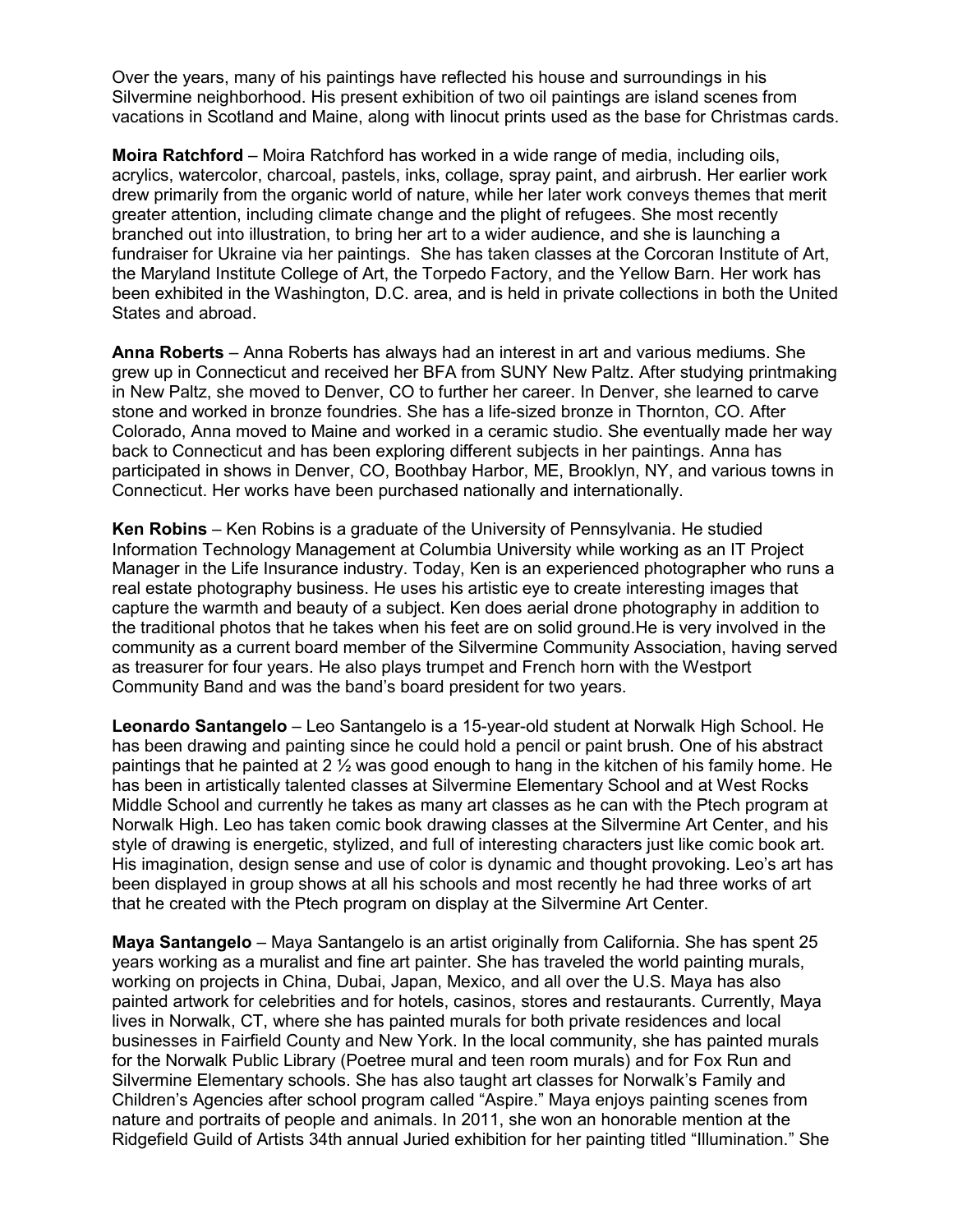Over the years, many of his paintings have reflected his house and surroundings in his Silvermine neighborhood. His present exhibition of two oil paintings are island scenes from vacations in Scotland and Maine, along with linocut prints used as the base for Christmas cards.

**Moira Ratchford** – Moira Ratchford has worked in a wide range of media, including oils, acrylics, watercolor, charcoal, pastels, inks, collage, spray paint, and airbrush. Her earlier work drew primarily from the organic world of nature, while her later work conveys themes that merit greater attention, including climate change and the plight of refugees. She most recently branched out into illustration, to bring her art to a wider audience, and she is launching a fundraiser for Ukraine via her paintings. She has taken classes at the Corcoran Institute of Art, the Maryland Institute College of Art, the Torpedo Factory, and the Yellow Barn. Her work has been exhibited in the Washington, D.C. area, and is held in private collections in both the United States and abroad.

**Anna Roberts** – Anna Roberts has always had an interest in art and various mediums. She grew up in Connecticut and received her BFA from SUNY New Paltz. After studying printmaking in New Paltz, she moved to Denver, CO to further her career. In Denver, she learned to carve stone and worked in bronze foundries. She has a life-sized bronze in Thornton, CO. After Colorado, Anna moved to Maine and worked in a ceramic studio. She eventually made her way back to Connecticut and has been exploring different subjects in her paintings. Anna has participated in shows in Denver, CO, Boothbay Harbor, ME, Brooklyn, NY, and various towns in Connecticut. Her works have been purchased nationally and internationally.

**Ken Robins** – Ken Robins is a graduate of the University of Pennsylvania. He studied Information Technology Management at Columbia University while working as an IT Project Manager in the Life Insurance industry. Today, Ken is an experienced photographer who runs a real estate photography business. He uses his artistic eye to create interesting images that capture the warmth and beauty of a subject. Ken does aerial drone photography in addition to the traditional photos that he takes when his feet are on solid ground.He is very involved in the community as a current board member of the Silvermine Community Association, having served as treasurer for four years. He also plays trumpet and French horn with the Westport Community Band and was the band's board president for two years.

**Leonardo Santangelo** – Leo Santangelo is a 15-year-old student at Norwalk High School. He has been drawing and painting since he could hold a pencil or paint brush. One of his abstract paintings that he painted at 2 ½ was good enough to hang in the kitchen of his family home. He has been in artistically talented classes at Silvermine Elementary School and at West Rocks Middle School and currently he takes as many art classes as he can with the Ptech program at Norwalk High. Leo has taken comic book drawing classes at the Silvermine Art Center, and his style of drawing is energetic, stylized, and full of interesting characters just like comic book art. His imagination, design sense and use of color is dynamic and thought provoking. Leo's art has been displayed in group shows at all his schools and most recently he had three works of art that he created with the Ptech program on display at the Silvermine Art Center.

**Maya Santangelo** – Maya Santangelo is an artist originally from California. She has spent 25 years working as a muralist and fine art painter. She has traveled the world painting murals, working on projects in China, Dubai, Japan, Mexico, and all over the U.S. Maya has also painted artwork for celebrities and for hotels, casinos, stores and restaurants. Currently, Maya lives in Norwalk, CT, where she has painted murals for both private residences and local businesses in Fairfield County and New York. In the local community, she has painted murals for the Norwalk Public Library (Poetree mural and teen room murals) and for Fox Run and Silvermine Elementary schools. She has also taught art classes for Norwalk's Family and Children's Agencies after school program called "Aspire." Maya enjoys painting scenes from nature and portraits of people and animals. In 2011, she won an honorable mention at the Ridgefield Guild of Artists 34th annual Juried exhibition for her painting titled "Illumination." She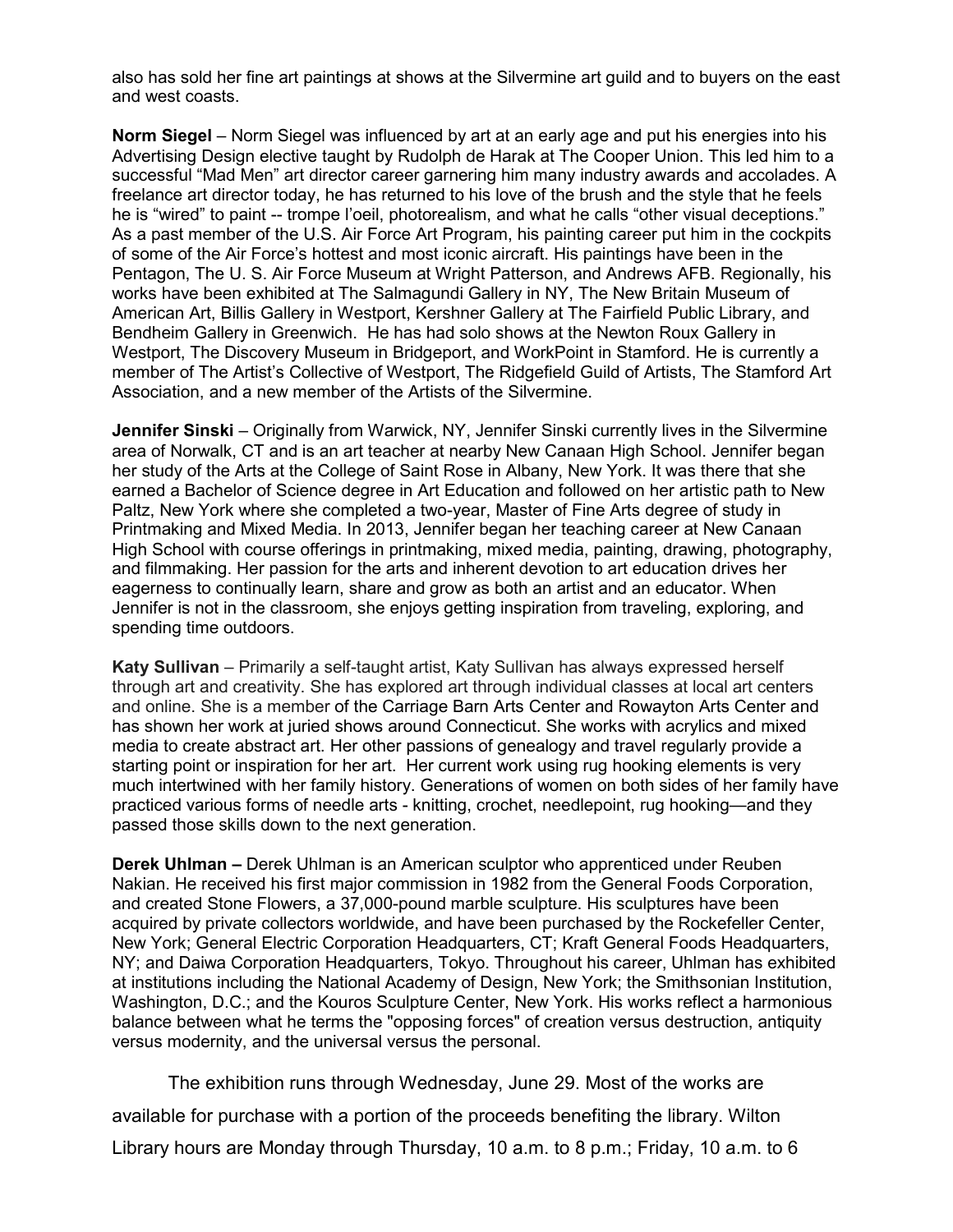also has sold her fine art paintings at shows at the Silvermine art guild and to buyers on the east and west coasts.

**Norm Siegel** – Norm Siegel was influenced by art at an early age and put his energies into his Advertising Design elective taught by Rudolph de Harak at The Cooper Union. This led him to a successful "Mad Men" art director career garnering him many industry awards and accolades. A freelance art director today, he has returned to his love of the brush and the style that he feels he is "wired" to paint -- trompe l'oeil, photorealism, and what he calls "other visual deceptions." As a past member of the U.S. Air Force Art Program, his painting career put him in the cockpits of some of the Air Force's hottest and most iconic aircraft. His paintings have been in the Pentagon, The U. S. Air Force Museum at Wright Patterson, and Andrews AFB. Regionally, his works have been exhibited at The Salmagundi Gallery in NY, The New Britain Museum of American Art, Billis Gallery in Westport, Kershner Gallery at The Fairfield Public Library, and Bendheim Gallery in Greenwich. He has had solo shows at the Newton Roux Gallery in Westport, The Discovery Museum in Bridgeport, and WorkPoint in Stamford. He is currently a member of The Artist's Collective of Westport, The Ridgefield Guild of Artists, The Stamford Art Association, and a new member of the Artists of the Silvermine.

**Jennifer Sinski** – Originally from Warwick, NY, Jennifer Sinski currently lives in the Silvermine area of Norwalk, CT and is an art teacher at nearby New Canaan High School. Jennifer began her study of the Arts at the College of Saint Rose in Albany, New York. It was there that she earned a Bachelor of Science degree in Art Education and followed on her artistic path to New Paltz, New York where she completed a two-year, Master of Fine Arts degree of study in Printmaking and Mixed Media. In 2013, Jennifer began her teaching career at New Canaan High School with course offerings in printmaking, mixed media, painting, drawing, photography, and filmmaking. Her passion for the arts and inherent devotion to art education drives her eagerness to continually learn, share and grow as both an artist and an educator. When Jennifer is not in the classroom, she enjoys getting inspiration from traveling, exploring, and spending time outdoors.

**Katy Sullivan** – Primarily a self-taught artist, Katy Sullivan has always expressed herself through art and creativity. She has explored art through individual classes at local art centers and online. She is a member of the Carriage Barn Arts Center and Rowayton Arts Center and has shown her work at juried shows around Connecticut. She works with acrylics and mixed media to create abstract art. Her other passions of genealogy and travel regularly provide a starting point or inspiration for her art. Her current work using rug hooking elements is very much intertwined with her family history. Generations of women on both sides of her family have practiced various forms of needle arts - knitting, crochet, needlepoint, rug hooking—and they passed those skills down to the next generation.

**Derek Uhlman –** Derek Uhlman is an American sculptor who apprenticed under Reuben Nakian. He received his first major commission in 1982 from the General Foods Corporation, and created Stone Flowers, a 37,000-pound marble sculpture. His sculptures have been acquired by private collectors worldwide, and have been purchased by the Rockefeller Center, New York; General Electric Corporation Headquarters, CT; Kraft General Foods Headquarters, NY; and Daiwa Corporation Headquarters, Tokyo. Throughout his career, Uhlman has exhibited at institutions including the National Academy of Design, New York; the Smithsonian Institution, Washington, D.C.; and the Kouros Sculpture Center, New York. His works reflect a harmonious balance between what he terms the "opposing forces" of creation versus destruction, antiquity versus modernity, and the universal versus the personal.

The exhibition runs through Wednesday, June 29. Most of the works are available for purchase with a portion of the proceeds benefiting the library. Wilton Library hours are Monday through Thursday, 10 a.m. to 8 p.m.; Friday, 10 a.m. to 6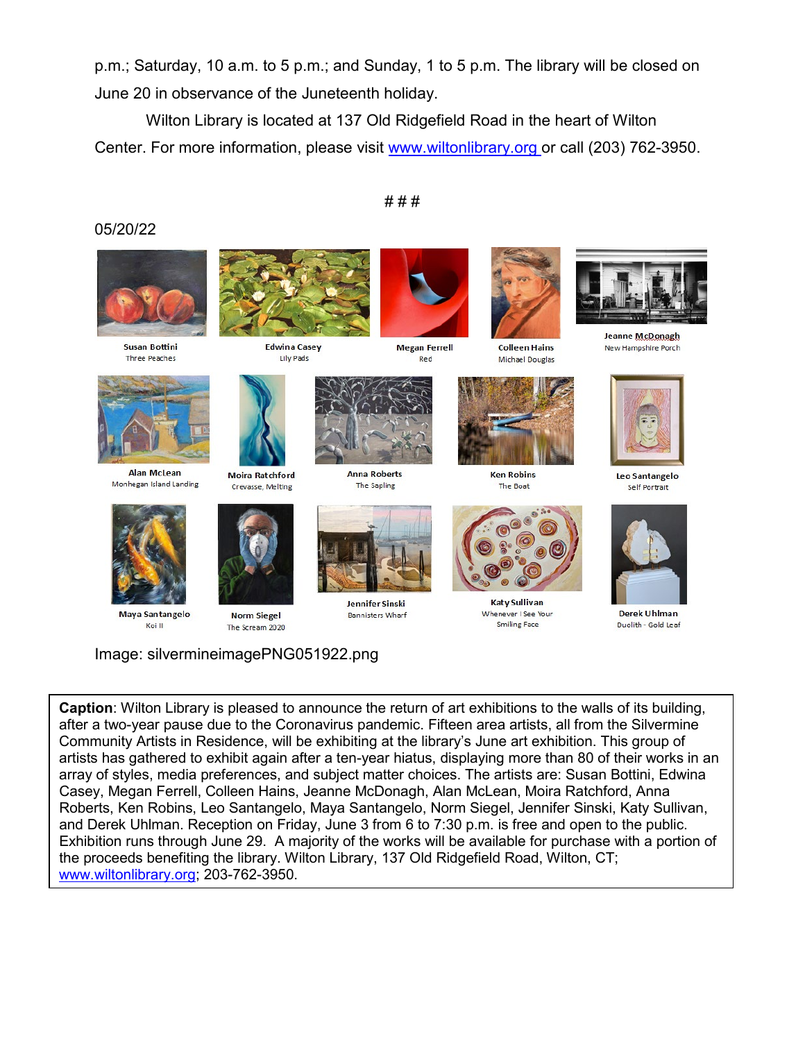p.m.; Saturday, 10 a.m. to 5 p.m.; and Sunday, 1 to 5 p.m. The library will be closed on June 20 in observance of the Juneteenth holiday.

Wilton Library is located at 137 Old Ridgefield Road in the heart of Wilton Center. For more information, please visit www.wiltonlibrary.org or call (203) 762-3950.

# # #

05/20/22

Susan Bottini
Three Peaches

Edwina Casey
Lily Pads

Megan Ferrell
Red

Colleen Hains
Michael Douglas

Jeanne McDonagh
New Hampshire Porch

Alan McLean
Monhegan Island Landing

Moira Ratchford
Crevasse, Melting

Anna Roberts
The Sapling

Ken Robins
The Boat

Leo Santangelo
Self Portrait

Maya Santangelo
Koi II

Norm Siegel
The Scream 2020

Jennifer Sinski
Bannisters Wharf

Katy Sullivan
Whenever I See Your Smiling Face

Derek Uhlman
Duolith - Gold Leaf

Image: silvermineimagePNG051922.png

**Caption**: Wilton Library is pleased to announce the return of art exhibitions to the walls of its building, after a two-year pause due to the Coronavirus pandemic. Fifteen area artists, all from the Silvermine Community Artists in Residence, will be exhibiting at the library's June art exhibition. This group of artists has gathered to exhibit again after a ten-year hiatus, displaying more than 80 of their works in an array of styles, media preferences, and subject matter choices. The artists are: Susan Bottini, Edwina Casey, Megan Ferrell, Colleen Hains, Jeanne McDonagh, Alan McLean, Moira Ratchford, Anna Roberts, Ken Robins, Leo Santangelo, Maya Santangelo, Norm Siegel, Jennifer Sinski, Katy Sullivan, and Derek Uhlman. Reception on Friday, June 3 from 6 to 7:30 p.m. is free and open to the public. Exhibition runs through June 29. A majority of the works will be available for purchase with a portion of the proceeds benefiting the library. Wilton Library, 137 Old Ridgefield Road, Wilton, CT; www.wiltonlibrary.org; 203-762-3950.